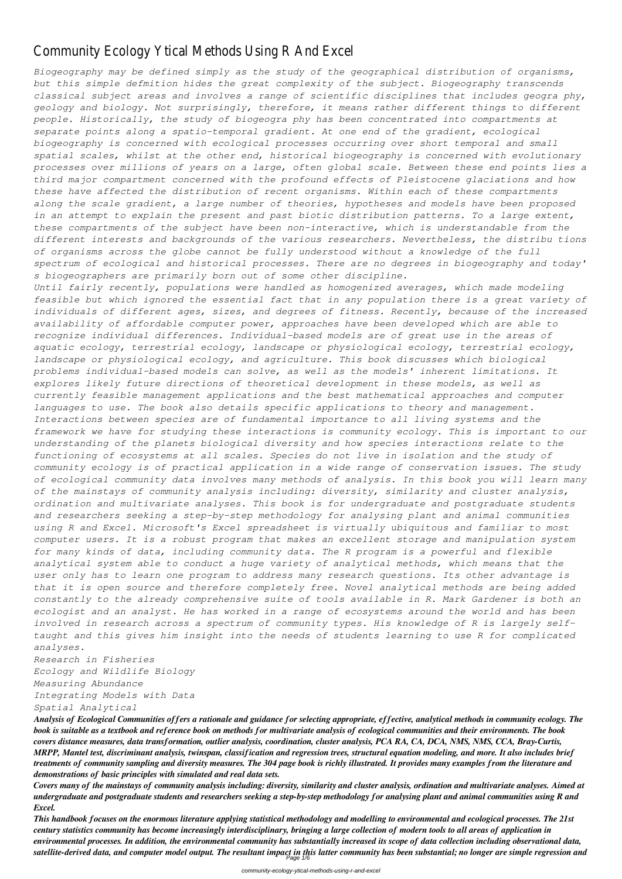# Community Ecology Ytical Methods Using R And Excel

*Biogeography may be defined simply as the study of the geographical distribution of organisms, but this simple defmition hides the great complexity of the subject. Biogeography transcends classical subject areas and involves a range of scientific disciplines that includes geogra phy, geology and biology. Not surprisingly, therefore, it means rather different things to different people. Historically, the study of biogeogra phy has been concentrated into compartments at separate points along a spatio-temporal gradient. At one end of the gradient, ecological biogeography is concerned with ecological processes occurring over short temporal and small spatial scales, whilst at the other end, historical biogeography is concerned with evolutionary processes over millions of years on a large, often global scale. Between these end points lies a third major compartment concerned with the profound effects of Pleistocene glaciations and how these have affected the distribution of recent organisms. Within each of these compartments along the scale gradient, a large number of theories, hypotheses and models have been proposed in an attempt to explain the present and past biotic distribution patterns. To a large extent, these compartments of the subject have been non-interactive, which is understandable from the different interests and backgrounds of the various researchers. Nevertheless, the distribu tions of organisms across the globe cannot be fully understood without a knowledge of the full spectrum of ecological and historical processes. There are no degrees in biogeography and today' s biogeographers are primarily born out of some other discipline.*

*Until fairly recently, populations were handled as homogenized averages, which made modeling feasible but which ignored the essential fact that in any population there is a great variety of individuals of different ages, sizes, and degrees of fitness. Recently, because of the increased availability of affordable computer power, approaches have been developed which are able to recognize individual differences. Individual-based models are of great use in the areas of aquatic ecology, terrestrial ecology, landscape or physiological ecology, terrestrial ecology, landscape or physiological ecology, and agriculture. This book discusses which biological problems individual-based models can solve, as well as the models' inherent limitations. It explores likely future directions of theoretical development in these models, as well as currently feasible management applications and the best mathematical approaches and computer languages to use. The book also details specific applications to theory and management.*

*Interactions between species are of fundamental importance to all living systems and the framework we have for studying these interactions is community ecology. This is important to our understanding of the planets biological diversity and how species interactions relate to the functioning of ecosystems at all scales. Species do not live in isolation and the study of community ecology is of practical application in a wide range of conservation issues. The study of ecological community data involves many methods of analysis. In this book you will learn many of the mainstays of community analysis including: diversity, similarity and cluster analysis, ordination and multivariate analyses. This book is for undergraduate and postgraduate students and researchers seeking a step-by-step methodology for analysing plant and animal communities using R and Excel. Microsoft's Excel spreadsheet is virtually ubiquitous and familiar to most computer users. It is a robust program that makes an excellent storage and manipulation system for many kinds of data, including community data. The R program is a powerful and flexible analytical system able to conduct a huge variety of analytical methods, which means that the user only has to learn one program to address many research questions. Its other advantage is that it is open source and therefore completely free. Novel analytical methods are being added constantly to the already comprehensive suite of tools available in R. Mark Gardener is both an ecologist and an analyst. He has worked in a range of ecosystems around the world and has been involved in research across a spectrum of community types. His knowledge of R is largely self-taught and this gives him insight into the needs of students learning to use R for complicated analyses.*

*Research in Fisheries*

*Ecology and Wildlife Biology*

*Measuring Abundance*

*Integrating Models with Data*

*Spatial Analytical*

***Analysis of Ecological Communities offers a rationale and guidance for selecting appropriate, effective, analytical methods in community ecology. The book is suitable as a textbook and reference book on methods for multivariate analysis of ecological communities and their environments. The book covers distance measures, data transformation, outlier analysis, coordination, cluster analysis, PCA RA, CA, DCA, NMS, NMS, CCA, Bray-Curtis, MRPP, Mantel test, discriminant analysis, twinspan, classification and regression trees, structural equation modeling, and more. It also includes brief treatments of community sampling and diversity measures. The 304 page book is richly illustrated. It provides many examples from the literature and demonstrations of basic principles with simulated and real data sets.***

***Covers many of the mainstays of community analysis including: diversity, similarity and cluster analysis, ordination and multivariate analyses. Aimed at undergraduate and postgraduate students and researchers seeking a step-by-step methodology for analysing plant and animal communities using R and Excel.***

***This handbook focuses on the enormous literature applying statistical methodology and modelling to environmental and ecological processes. The 21st century statistics community has become increasingly interdisciplinary, bringing a large collection of modern tools to all areas of application in environmental processes. In addition, the environmental community has substantially increased its scope of data collection including observational data, satellite-derived data, and computer model output. The resultant impact in this latter community has been substantial; no longer are simple regression and***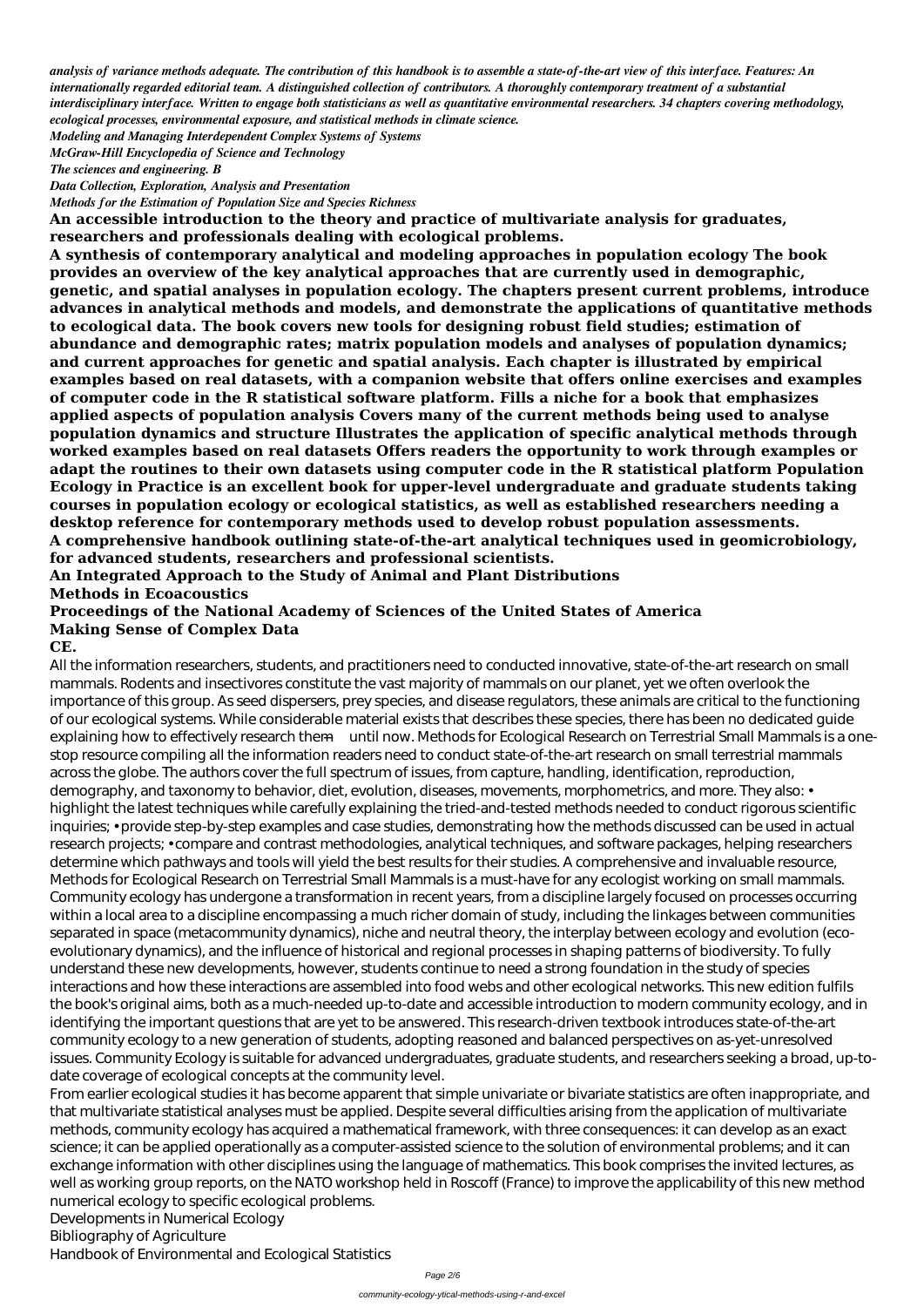*analysis of variance methods adequate. The contribution of this handbook is to assemble a state-of-the-art view of this interface. Features: An internationally regarded editorial team. A distinguished collection of contributors. A thoroughly contemporary treatment of a substantial interdisciplinary interface. Written to engage both statisticians as well as quantitative environmental researchers. 34 chapters covering methodology, ecological processes, environmental exposure, and statistical methods in climate science.*

*Modeling and Managing Interdependent Complex Systems of Systems*

*McGraw-Hill Encyclopedia of Science and Technology*

*The sciences and engineering. B*

*Data Collection, Exploration, Analysis and Presentation*

*Methods for the Estimation of Population Size and Species Richness*

**An accessible introduction to the theory and practice of multivariate analysis for graduates, researchers and professionals dealing with ecological problems.**

**A synthesis of contemporary analytical and modeling approaches in population ecology The book provides an overview of the key analytical approaches that are currently used in demographic, genetic, and spatial analyses in population ecology. The chapters present current problems, introduce advances in analytical methods and models, and demonstrate the applications of quantitative methods to ecological data. The book covers new tools for designing robust field studies; estimation of abundance and demographic rates; matrix population models and analyses of population dynamics; and current approaches for genetic and spatial analysis. Each chapter is illustrated by empirical examples based on real datasets, with a companion website that offers online exercises and examples of computer code in the R statistical software platform. Fills a niche for a book that emphasizes applied aspects of population analysis Covers many of the current methods being used to analyse population dynamics and structure Illustrates the application of specific analytical methods through worked examples based on real datasets Offers readers the opportunity to work through examples or adapt the routines to their own datasets using computer code in the R statistical platform Population Ecology in Practice is an excellent book for upper-level undergraduate and graduate students taking courses in population ecology or ecological statistics, as well as established researchers needing a desktop reference for contemporary methods used to develop robust population assessments.**

**A comprehensive handbook outlining state-of-the-art analytical techniques used in geomicrobiology, for advanced students, researchers and professional scientists.**

**An Integrated Approach to the Study of Animal and Plant Distributions**

**Methods in Ecoacoustics**

**Proceedings of the National Academy of Sciences of the United States of America**

**Making Sense of Complex Data**

**CE.**

All the information researchers, students, and practitioners need to conducted innovative, state-of-the-art research on small mammals. Rodents and insectivores constitute the vast majority of mammals on our planet, yet we often overlook the importance of this group. As seed dispersers, prey species, and disease regulators, these animals are critical to the functioning of our ecological systems. While considerable material exists that describes these species, there has been no dedicated guide explaining how to effectively research them—until now. Methods for Ecological Research on Terrestrial Small Mammals is a one-stop resource compiling all the information readers need to conduct state-of-the-art research on small terrestrial mammals across the globe. The authors cover the full spectrum of issues, from capture, handling, identification, reproduction, demography, and taxonomy to behavior, diet, evolution, diseases, movements, morphometrics, and more. They also: • highlight the latest techniques while carefully explaining the tried-and-tested methods needed to conduct rigorous scientific inquiries; • provide step-by-step examples and case studies, demonstrating how the methods discussed can be used in actual research projects; • compare and contrast methodologies, analytical techniques, and software packages, helping researchers determine which pathways and tools will yield the best results for their studies. A comprehensive and invaluable resource, Methods for Ecological Research on Terrestrial Small Mammals is a must-have for any ecologist working on small mammals.

Community ecology has undergone a transformation in recent years, from a discipline largely focused on processes occurring within a local area to a discipline encompassing a much richer domain of study, including the linkages between communities separated in space (metacommunity dynamics), niche and neutral theory, the interplay between ecology and evolution (eco-evolutionary dynamics), and the influence of historical and regional processes in shaping patterns of biodiversity. To fully understand these new developments, however, students continue to need a strong foundation in the study of species interactions and how these interactions are assembled into food webs and other ecological networks. This new edition fulfils the book's original aims, both as a much-needed up-to-date and accessible introduction to modern community ecology, and in identifying the important questions that are yet to be answered. This research-driven textbook introduces state-of-the-art community ecology to a new generation of students, adopting reasoned and balanced perspectives on as-yet-unresolved issues. Community Ecology is suitable for advanced undergraduates, graduate students, and researchers seeking a broad, up-to-date coverage of ecological concepts at the community level.

From earlier ecological studies it has become apparent that simple univariate or bivariate statistics are often inappropriate, and that multivariate statistical analyses must be applied. Despite several difficulties arising from the application of multivariate methods, community ecology has acquired a mathematical framework, with three consequences: it can develop as an exact science; it can be applied operationally as a computer-assisted science to the solution of environmental problems; and it can exchange information with other disciplines using the language of mathematics. This book comprises the invited lectures, as well as working group reports, on the NATO workshop held in Roscoff (France) to improve the applicability of this new method numerical ecology to specific ecological problems.

Developments in Numerical Ecology

Bibliography of Agriculture

Handbook of Environmental and Ecological Statistics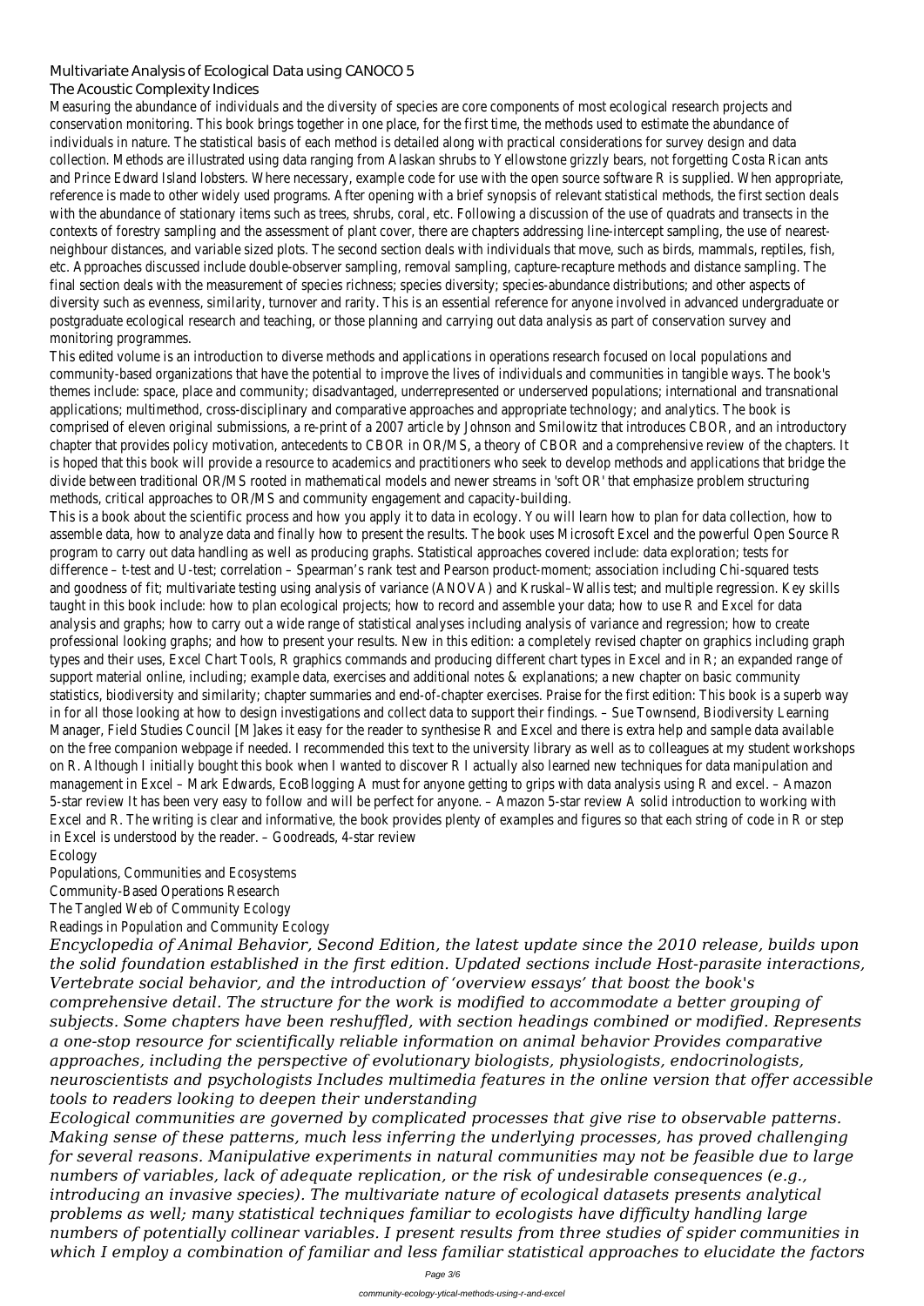Multivariate Analysis of Ecological Data using CANOCO 5
The Acoustic Complexity Indices

Measuring the abundance of individuals and the diversity of species are core components of most ecological research projects and conservation monitoring. This book brings together in one place, for the first time, the methods used to estimate the abundance of individuals in nature. The statistical basis of each method is detailed along with practical considerations for survey design and data collection. Methods are illustrated using data ranging from Alaskan shrubs to Yellowstone grizzly bears, not forgetting Costa Rican ants and Prince Edward Island lobsters. Where necessary, example code for use with the open source software R is supplied. When appropriate, reference is made to other widely used programs. After opening with a brief synopsis of relevant statistical methods, the first section deals with the abundance of stationary items such as trees, shrubs, coral, etc. Following a discussion of the use of quadrats and transects in the contexts of forestry sampling and the assessment of plant cover, there are chapters addressing line-intercept sampling, the use of nearest-neighbour distances, and variable sized plots. The second section deals with individuals that move, such as birds, mammals, reptiles, fish, etc. Approaches discussed include double-observer sampling, removal sampling, capture-recapture methods and distance sampling. The final section deals with the measurement of species richness; species diversity; species-abundance distributions; and other aspects of diversity such as evenness, similarity, turnover and rarity. This is an essential reference for anyone involved in advanced undergraduate or postgraduate ecological research and teaching, or those planning and carrying out data analysis as part of conservation survey and monitoring programmes.

This edited volume is an introduction to diverse methods and applications in operations research focused on local populations and community-based organizations that have the potential to improve the lives of individuals and communities in tangible ways. The book's themes include: space, place and community; disadvantaged, underrepresented or underserved populations; international and transnational applications; multimethod, cross-disciplinary and comparative approaches and appropriate technology; and analytics. The book is comprised of eleven original submissions, a re-print of a 2007 article by Johnson and Smilowitz that introduces CBOR, and an introductory chapter that provides policy motivation, antecedents to CBOR in OR/MS, a theory of CBOR and a comprehensive review of the chapters. It is hoped that this book will provide a resource to academics and practitioners who seek to develop methods and applications that bridge the divide between traditional OR/MS rooted in mathematical models and newer streams in 'soft OR' that emphasize problem structuring methods, critical approaches to OR/MS and community engagement and capacity-building.

This is a book about the scientific process and how you apply it to data in ecology. You will learn how to plan for data collection, how to assemble data, how to analyze data and finally how to present the results. The book uses Microsoft Excel and the powerful Open Source R program to carry out data handling as well as producing graphs. Statistical approaches covered include: data exploration; tests for difference – t-test and U-test; correlation – Spearman's rank test and Pearson product-moment; association including Chi-squared tests and goodness of fit; multivariate testing using analysis of variance (ANOVA) and Kruskal–Wallis test; and multiple regression. Key skills taught in this book include: how to plan ecological projects; how to record and assemble your data; how to use R and Excel for data analysis and graphs; how to carry out a wide range of statistical analyses including analysis of variance and regression; how to create professional looking graphs; and how to present your results. New in this edition: a completely revised chapter on graphics including graph types and their uses, Excel Chart Tools, R graphics commands and producing different chart types in Excel and in R; an expanded range of support material online, including; example data, exercises and additional notes & explanations; a new chapter on basic community statistics, biodiversity and similarity; chapter summaries and end-of-chapter exercises. Praise for the first edition: This book is a superb way in for all those looking at how to design investigations and collect data to support their findings. – Sue Townsend, Biodiversity Learning Manager, Field Studies Council [M]akes it easy for the reader to synthesise R and Excel and there is extra help and sample data available on the free companion webpage if needed. I recommended this text to the university library as well as to colleagues at my student workshops on R. Although I initially bought this book when I wanted to discover R I actually also learned new techniques for data manipulation and management in Excel – Mark Edwards, EcoBlogging A must for anyone getting to grips with data analysis using R and excel. – Amazon 5-star review It has been very easy to follow and will be perfect for anyone. – Amazon 5-star review A solid introduction to working with Excel and R. The writing is clear and informative, the book provides plenty of examples and figures so that each string of code in R or step in Excel is understood by the reader. – Goodreads, 4-star review

Ecology
Populations, Communities and Ecosystems
Community-Based Operations Research
The Tangled Web of Community Ecology
Readings in Population and Community Ecology

*Encyclopedia of Animal Behavior, Second Edition, the latest update since the 2010 release, builds upon the solid foundation established in the first edition. Updated sections include Host-parasite interactions, Vertebrate social behavior, and the introduction of 'overview essays' that boost the book's comprehensive detail. The structure for the work is modified to accommodate a better grouping of subjects. Some chapters have been reshuffled, with section headings combined or modified. Represents a one-stop resource for scientifically reliable information on animal behavior Provides comparative approaches, including the perspective of evolutionary biologists, physiologists, endocrinologists, neuroscientists and psychologists Includes multimedia features in the online version that offer accessible tools to readers looking to deepen their understanding*

*Ecological communities are governed by complicated processes that give rise to observable patterns. Making sense of these patterns, much less inferring the underlying processes, has proved challenging for several reasons. Manipulative experiments in natural communities may not be feasible due to large numbers of variables, lack of adequate replication, or the risk of undesirable consequences (e.g., introducing an invasive species). The multivariate nature of ecological datasets presents analytical problems as well; many statistical techniques familiar to ecologists have difficulty handling large numbers of potentially collinear variables. I present results from three studies of spider communities in which I employ a combination of familiar and less familiar statistical approaches to elucidate the factors*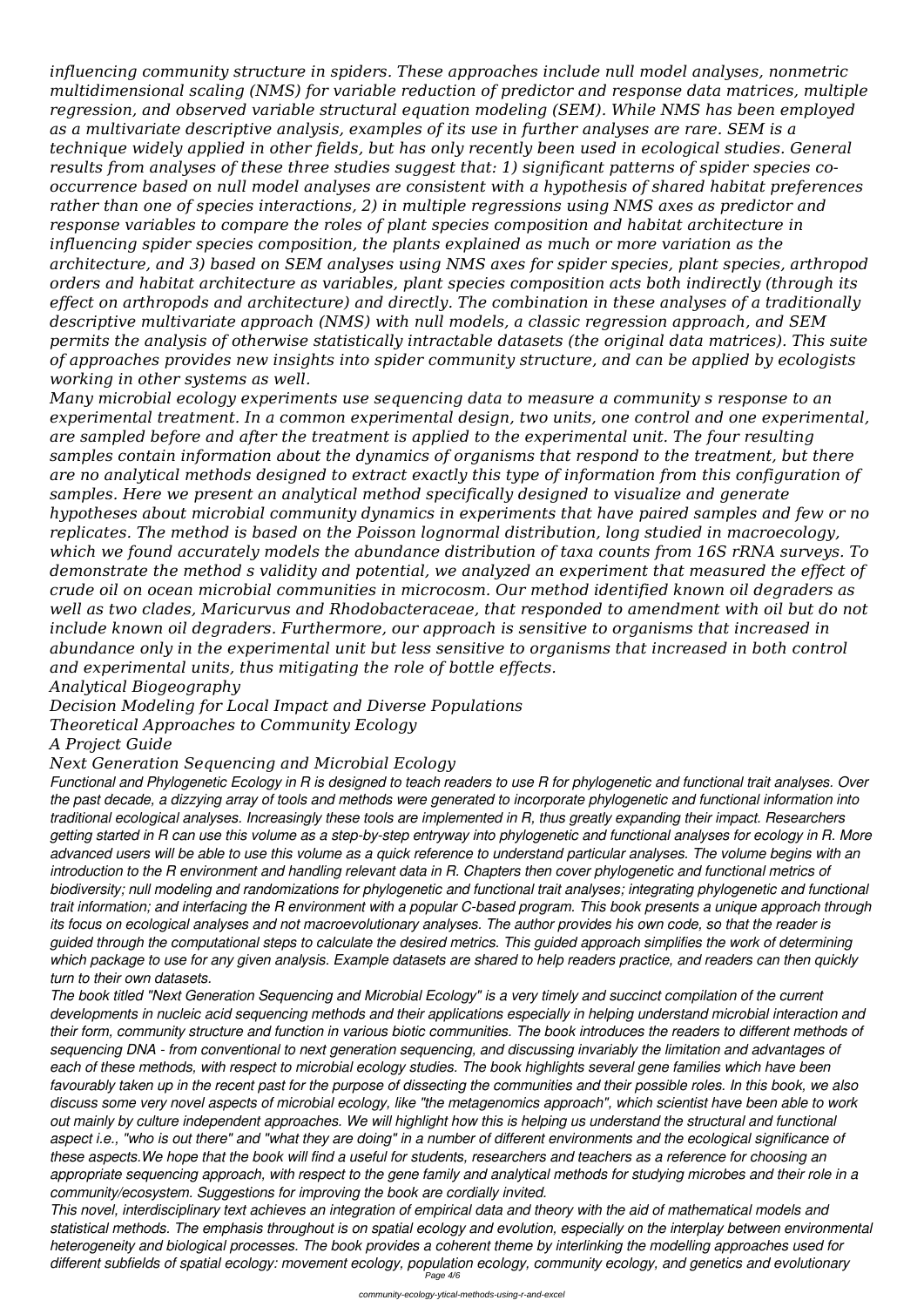*influencing community structure in spiders. These approaches include null model analyses, nonmetric multidimensional scaling (NMS) for variable reduction of predictor and response data matrices, multiple regression, and observed variable structural equation modeling (SEM). While NMS has been employed as a multivariate descriptive analysis, examples of its use in further analyses are rare. SEM is a technique widely applied in other fields, but has only recently been used in ecological studies. General results from analyses of these three studies suggest that: 1) significant patterns of spider species co-occurrence based on null model analyses are consistent with a hypothesis of shared habitat preferences rather than one of species interactions, 2) in multiple regressions using NMS axes as predictor and response variables to compare the roles of plant species composition and habitat architecture in influencing spider species composition, the plants explained as much or more variation as the architecture, and 3) based on SEM analyses using NMS axes for spider species, plant species, arthropod orders and habitat architecture as variables, plant species composition acts both indirectly (through its effect on arthropods and architecture) and directly. The combination in these analyses of a traditionally descriptive multivariate approach (NMS) with null models, a classic regression approach, and SEM permits the analysis of otherwise statistically intractable datasets (the original data matrices). This suite of approaches provides new insights into spider community structure, and can be applied by ecologists working in other systems as well.*

*Many microbial ecology experiments use sequencing data to measure a community s response to an experimental treatment. In a common experimental design, two units, one control and one experimental, are sampled before and after the treatment is applied to the experimental unit. The four resulting samples contain information about the dynamics of organisms that respond to the treatment, but there are no analytical methods designed to extract exactly this type of information from this configuration of samples. Here we present an analytical method specifically designed to visualize and generate hypotheses about microbial community dynamics in experiments that have paired samples and few or no replicates. The method is based on the Poisson lognormal distribution, long studied in macroecology, which we found accurately models the abundance distribution of taxa counts from 16S rRNA surveys. To demonstrate the method s validity and potential, we analyzed an experiment that measured the effect of crude oil on ocean microbial communities in microcosm. Our method identified known oil degraders as well as two clades, Maricurvus and Rhodobacteraceae, that responded to amendment with oil but do not include known oil degraders. Furthermore, our approach is sensitive to organisms that increased in abundance only in the experimental unit but less sensitive to organisms that increased in both control and experimental units, thus mitigating the role of bottle effects.*

*Analytical Biogeography*

*Decision Modeling for Local Impact and Diverse Populations*

*Theoretical Approaches to Community Ecology*

*A Project Guide*

*Next Generation Sequencing and Microbial Ecology*

*Functional and Phylogenetic Ecology in R is designed to teach readers to use R for phylogenetic and functional trait analyses. Over the past decade, a dizzying array of tools and methods were generated to incorporate phylogenetic and functional information into traditional ecological analyses. Increasingly these tools are implemented in R, thus greatly expanding their impact. Researchers getting started in R can use this volume as a step-by-step entryway into phylogenetic and functional analyses for ecology in R. More advanced users will be able to use this volume as a quick reference to understand particular analyses. The volume begins with an introduction to the R environment and handling relevant data in R. Chapters then cover phylogenetic and functional metrics of biodiversity; null modeling and randomizations for phylogenetic and functional trait analyses; integrating phylogenetic and functional trait information; and interfacing the R environment with a popular C-based program. This book presents a unique approach through its focus on ecological analyses and not macroevolutionary analyses. The author provides his own code, so that the reader is guided through the computational steps to calculate the desired metrics. This guided approach simplifies the work of determining which package to use for any given analysis. Example datasets are shared to help readers practice, and readers can then quickly turn to their own datasets.*

*The book titled "Next Generation Sequencing and Microbial Ecology" is a very timely and succinct compilation of the current developments in nucleic acid sequencing methods and their applications especially in helping understand microbial interaction and their form, community structure and function in various biotic communities. The book introduces the readers to different methods of sequencing DNA - from conventional to next generation sequencing, and discussing invariably the limitation and advantages of each of these methods, with respect to microbial ecology studies. The book highlights several gene families which have been favourably taken up in the recent past for the purpose of dissecting the communities and their possible roles. In this book, we also discuss some very novel aspects of microbial ecology, like "the metagenomics approach", which scientist have been able to work out mainly by culture independent approaches. We will highlight how this is helping us understand the structural and functional aspect i.e., "who is out there" and "what they are doing" in a number of different environments and the ecological significance of these aspects.We hope that the book will find a useful for students, researchers and teachers as a reference for choosing an appropriate sequencing approach, with respect to the gene family and analytical methods for studying microbes and their role in a community/ecosystem. Suggestions for improving the book are cordially invited.*

*This novel, interdisciplinary text achieves an integration of empirical data and theory with the aid of mathematical models and statistical methods. The emphasis throughout is on spatial ecology and evolution, especially on the interplay between environmental heterogeneity and biological processes. The book provides a coherent theme by interlinking the modelling approaches used for different subfields of spatial ecology: movement ecology, population ecology, community ecology, and genetics and evolutionary*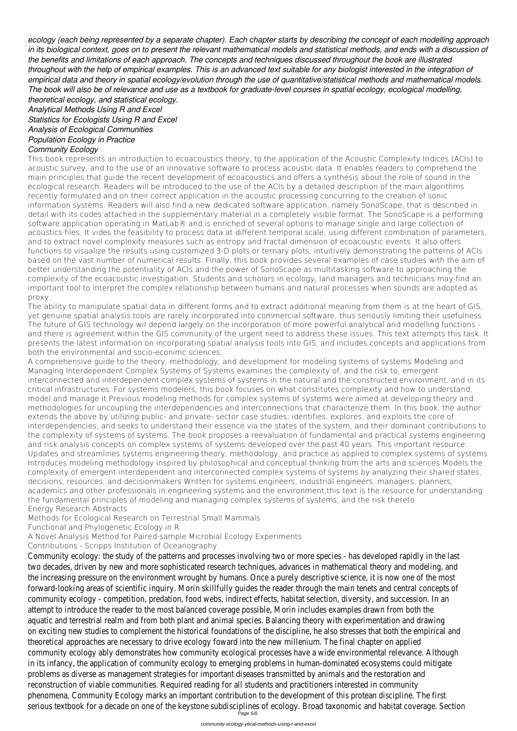*ecology (each being represented by a separate chapter). Each chapter starts by describing the concept of each modelling approach in its biological context, goes on to present the relevant mathematical models and statistical methods, and ends with a discussion of the benefits and limitations of each approach. The concepts and techniques discussed throughout the book are illustrated throughout with the help of empirical examples. This is an advanced text suitable for any biologist interested in the integration of empirical data and theory in spatial ecology/evolution through the use of quantitative/statistical methods and mathematical models. The book will also be of relevance and use as a textbook for graduate-level courses in spatial ecology, ecological modelling, theoretical ecology, and statistical ecology.*

*Analytical Methods Using R and Excel*
*Statistics for Ecologists Using R and Excel*
*Analysis of Ecological Communities*
*Population Ecology in Practice*
*Community Ecology*

This book represents an introduction to ecoacoustics theory, to the application of the Acoustic Complexity Indices (ACIs) to acoustic survey, and to the use of an innovative software to process acoustic data. It enables readers to comprehend the main principles that guide the recent development of ecoacoustics and offers a synthesis about the role of sound in the ecological research. Readers will be introduced to the use of the ACIs by a detailed description of the main algorithms recently formulated and on their correct application in the acoustic processing concurring to the creation of sonic information systems. Readers will also find a new dedicated software application, namely SonoScape, that is described in detail with its codes attached in the supplementary material in a completely visible format. The SonoScape is a performing software application operating in MatLab® and is enriched of several options to manage single and large collection of acoustics files. It vides the feasibility to process data at different temporal scale, using different combination of parameters, and to extract novel complexity measures such as entropy and fractal dimension of ecoacoustic events. It also offers functions to visualize the results using customized 3-D plots or ternary plots, intuitively demonstrating the patterns of ACIs based on the vast number of numerical results. Finally, this book provides several examples of case studies with the aim of better understanding the potentiality of ACIs and the power of SonoScape as multitasking software to approaching the complexity of the ecoacoustic investigation. Students and scholars in ecology, land managers and technicians may find an important tool to interpret the complex relationship between humans and natural processes when sounds are adopted as proxy.

The ability to manipulate spatial data in different forms and to extract additional meaning from them is at the heart of GIS, yet genuine spatial analysis tools are rarely incorporated into commercial software, thus seriously limiting their usefulness. The future of GIS technology wil depend largely on the incorporation of more powerful analytical and modelling functions - and there is agreement within the GIS community of the urgent need to address these issues. This text attempts this task. It presents the latest information on incorporating spatial analysis tools into GIS, and includes concepts and applications from both the environmental and socio-econimc sciences.

A comprehensive guide to the theory, methodology, and development for modeling systems of systems Modeling and Managing Interdependent Complex Systems of Systems examines the complexity of, and the risk to, emergent interconnected and interdependent complex systems of systems in the natural and the constructed environment, and in its critical infrastructures. For systems modelers, this book focuses on what constitutes complexity and how to understand, model and manage it.Previous modeling methods for complex systems of systems were aimed at developing theory and methodologies for uncoupling the interdependencies and interconnections that characterize them. In this book, the author extends the above by utilizing public- and private- sector case studies; identifies, explores, and exploits the core of interdependencies; and seeks to understand their essence via the states of the system, and their dominant contributions to the complexity of systems of systems. The book proposes a reevaluation of fundamental and practical systems engineering and risk analysis concepts on complex systems of systems developed over the past 40 years. This important resource: Updates and streamlines systems engineering theory, methodology, and practice as applied to complex systems of systems Introduces modeling methodology inspired by philosophical and conceptual thinking from the arts and sciences Models the complexity of emergent interdependent and interconnected complex systems of systems by analyzing their shared states, decisions, resources, and decisionmakers Written for systems engineers, industrial engineers, managers, planners, academics and other professionals in engineering systems and the environment,this text is the resource for understanding the fundamental principles of modeling and managing complex systems of systems, and the risk thereto.

Energy Research Abstracts
Methods for Ecological Research on Terrestrial Small Mammals
Functional and Phylogenetic Ecology in R
A Novel Analysis Method for Paired-sample Microbial Ecology Experiments
Contributions - Scripps Institution of Oceanography

Community ecology: the study of the patterns and processes involving two or more species - has developed rapidly in the last two decades, driven by new and more sophisticated research techniques, advances in mathematical theory and modeling, and the increasing pressure on the environment wrought by humans. Once a purely descriptive science, it is now one of the most forward-looking areas of scientific inquiry. Morin skillfully guides the reader through the main tenets and central concepts of community ecology - competition, predation, food webs, indirect effects, habitat selection, diversity, and succession. In an attempt to introduce the reader to the most balanced coverage possible, Morin includes examples drawn from both the aquatic and terrestrial realm and from both plant and animal species. Balancing theory with experimentation and drawing on exciting new studies to complement the historical foundations of the discipline, he also stresses that both the empirical and theoretical approaches are necessary to drive ecology foward into the new millenium. The final chapter on applied community ecology ably demonstrates how community ecological processes have a wide environmental relevance. Although in its infancy, the application of community ecology to emerging problems in human-dominated ecosystems could mitigate problems as diverse as management strategies for important diseases transmitted by animals and the restoration and reconstruction of viable communities. Required reading for all students and practitioners interested in community phenomena, Community Ecology marks an important contribution to the development of this protean discipline. The first serious textbook for a decade on one of the keystone subdisciplines of ecology. Broad taxonomic and habitat coverage. Section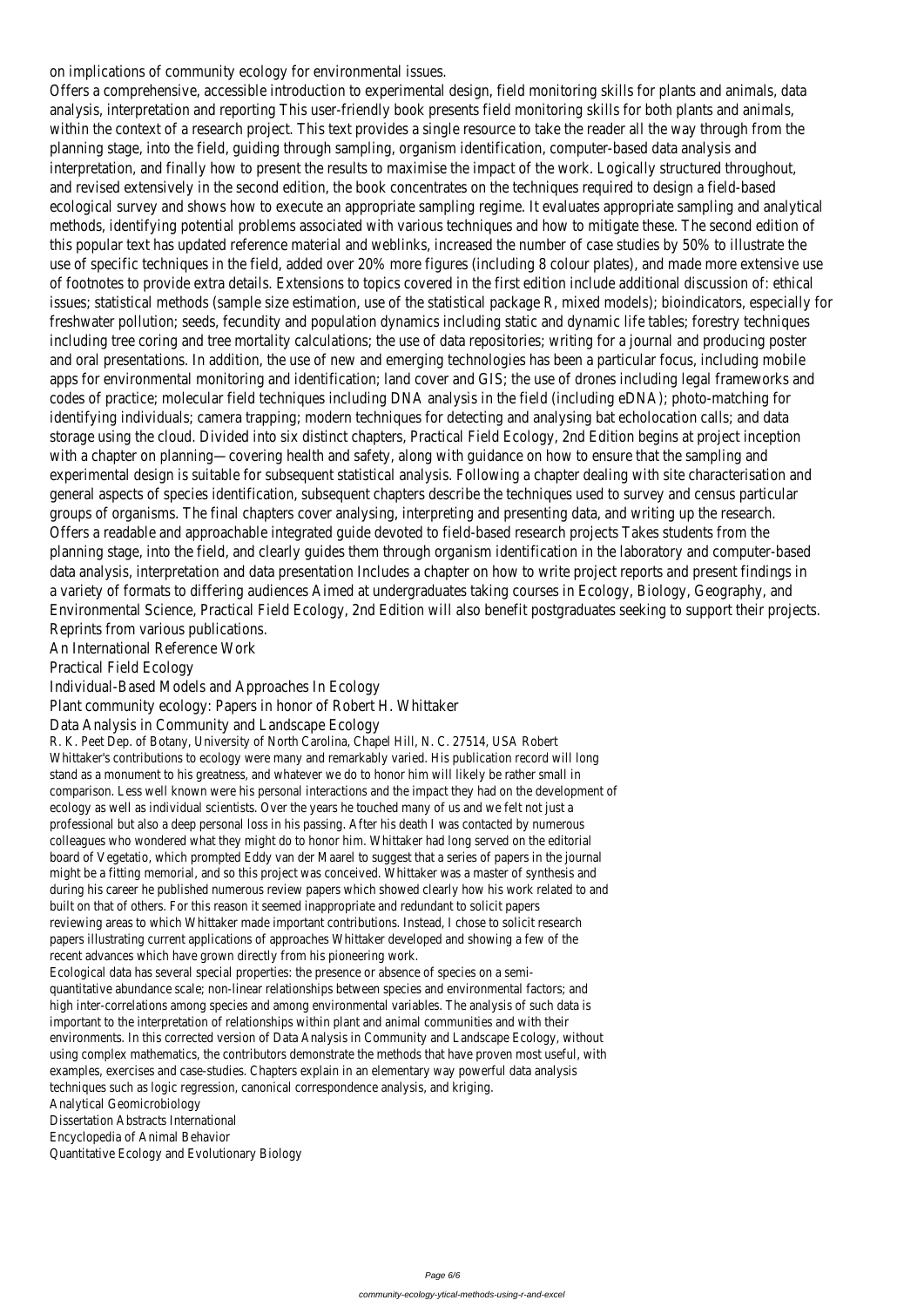on implications of community ecology for environmental issues.

Offers a comprehensive, accessible introduction to experimental design, field monitoring skills for plants and animals, data analysis, interpretation and reporting This user-friendly book presents field monitoring skills for both plants and animals, within the context of a research project. This text provides a single resource to take the reader all the way through from the planning stage, into the field, guiding through sampling, organism identification, computer-based data analysis and interpretation, and finally how to present the results to maximise the impact of the work. Logically structured throughout, and revised extensively in the second edition, the book concentrates on the techniques required to design a field-based ecological survey and shows how to execute an appropriate sampling regime. It evaluates appropriate sampling and analytical methods, identifying potential problems associated with various techniques and how to mitigate these. The second edition of this popular text has updated reference material and weblinks, increased the number of case studies by 50% to illustrate the use of specific techniques in the field, added over 20% more figures (including 8 colour plates), and made more extensive use of footnotes to provide extra details. Extensions to topics covered in the first edition include additional discussion of: ethical issues; statistical methods (sample size estimation, use of the statistical package R, mixed models); bioindicators, especially for freshwater pollution; seeds, fecundity and population dynamics including static and dynamic life tables; forestry techniques including tree coring and tree mortality calculations; the use of data repositories; writing for a journal and producing poster and oral presentations. In addition, the use of new and emerging technologies has been a particular focus, including mobile apps for environmental monitoring and identification; land cover and GIS; the use of drones including legal frameworks and codes of practice; molecular field techniques including DNA analysis in the field (including eDNA); photo-matching for identifying individuals; camera trapping; modern techniques for detecting and analysing bat echolocation calls; and data storage using the cloud. Divided into six distinct chapters, Practical Field Ecology, 2nd Edition begins at project inception with a chapter on planning—covering health and safety, along with guidance on how to ensure that the sampling and experimental design is suitable for subsequent statistical analysis. Following a chapter dealing with site characterisation and general aspects of species identification, subsequent chapters describe the techniques used to survey and census particular groups of organisms. The final chapters cover analysing, interpreting and presenting data, and writing up the research. Offers a readable and approachable integrated guide devoted to field-based research projects Takes students from the planning stage, into the field, and clearly guides them through organism identification in the laboratory and computer-based data analysis, interpretation and data presentation Includes a chapter on how to write project reports and present findings in a variety of formats to differing audiences Aimed at undergraduates taking courses in Ecology, Biology, Geography, and Environmental Science, Practical Field Ecology, 2nd Edition will also benefit postgraduates seeking to support their projects.

Reprints from various publications.

An International Reference Work

Practical Field Ecology

Individual-Based Models and Approaches In Ecology

Plant community ecology: Papers in honor of Robert H. Whittaker

Data Analysis in Community and Landscape Ecology

R. K. Peet Dep. of Botany, University of North Carolina, Chapel Hill, N. C. 27514, USA Robert Whittaker's contributions to ecology were many and remarkably varied. His publication record will long stand as a monument to his greatness, and whatever we do to honor him will likely be rather small in comparison. Less well known were his personal interactions and the impact they had on the development of ecology as well as individual scientists. Over the years he touched many of us and we felt not just a professional but also a deep personal loss in his passing. After his death I was contacted by numerous colleagues who wondered what they might do to honor him. Whittaker had long served on the editorial board of Vegetatio, which prompted Eddy van der Maarel to suggest that a series of papers in the journal might be a fitting memorial, and so this project was conceived. Whittaker was a master of synthesis and during his career he published numerous review papers which showed clearly how his work related to and built on that of others. For this reason it seemed inappropriate and redundant to solicit papers reviewing areas to which Whittaker made important contributions. Instead, I chose to solicit research papers illustrating current applications of approaches Whittaker developed and showing a few of the recent advances which have grown directly from his pioneering work.

Ecological data has several special properties: the presence or absence of species on a semi-quantitative abundance scale; non-linear relationships between species and environmental factors; and high inter-correlations among species and among environmental variables. The analysis of such data is important to the interpretation of relationships within plant and animal communities and with their environments. In this corrected version of Data Analysis in Community and Landscape Ecology, without using complex mathematics, the contributors demonstrate the methods that have proven most useful, with examples, exercises and case-studies. Chapters explain in an elementary way powerful data analysis techniques such as logic regression, canonical correspondence analysis, and kriging.

Analytical Geomicrobiology

Dissertation Abstracts International

Encyclopedia of Animal Behavior

Quantitative Ecology and Evolutionary Biology